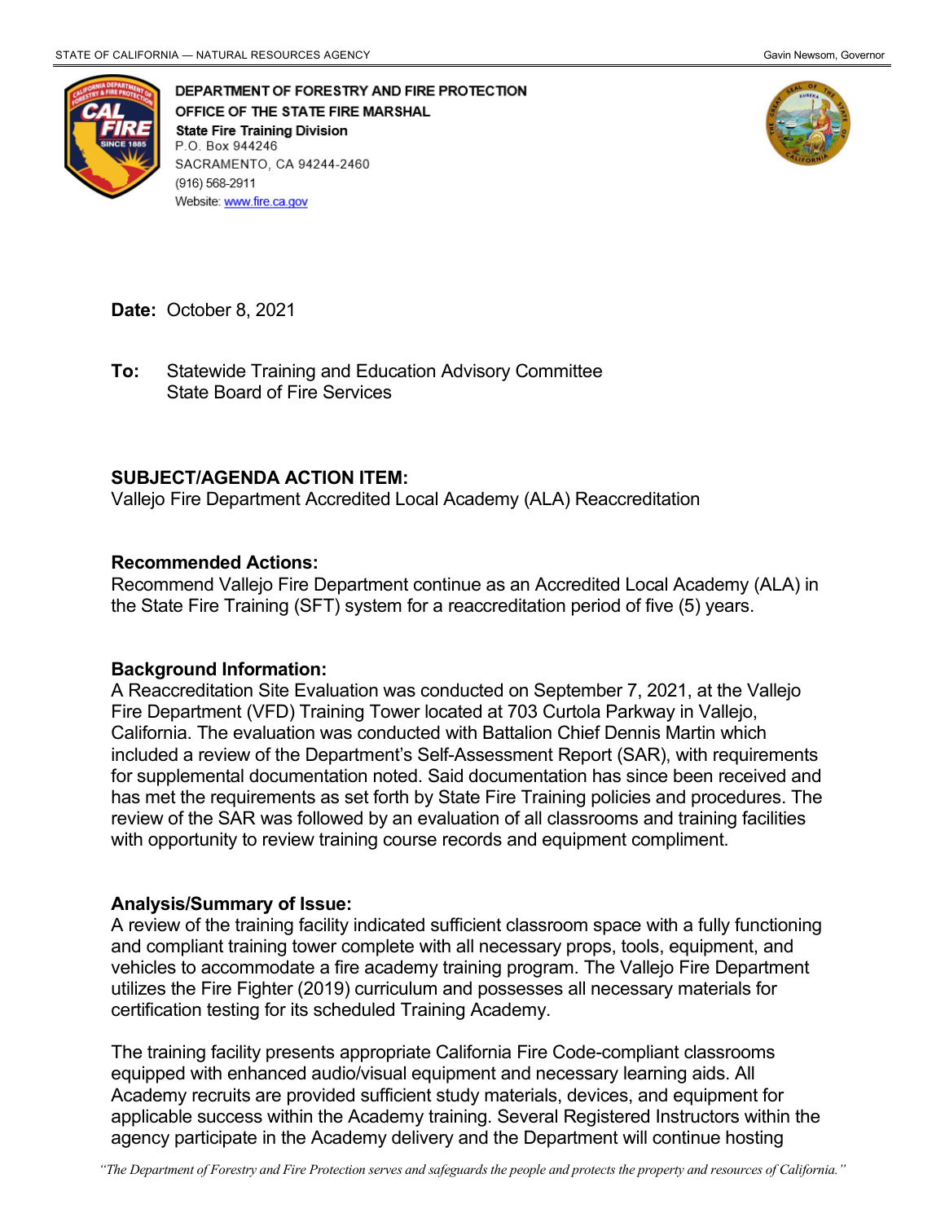STATE OF CALIFORNIA — NATURAL RESOURCES AGENCY Gavin Newsom, Governor

**DEPARTMENT OF FORESTRY AND FIRE PROTECTION**
**OFFICE OF THE STATE FIRE MARSHAL**
**State Fire Training Division**
P.O. Box 944246
SACRAMENTO, CA 94244-2460
(916) 568-2911
Website: www.fire.ca.gov

**Date:** October 8, 2021

**To:** Statewide Training and Education Advisory Committee
State Board of Fire Services

**SUBJECT/AGENDA ACTION ITEM:**
Vallejo Fire Department Accredited Local Academy (ALA) Reaccreditation

**Recommended Actions:**
Recommend Vallejo Fire Department continue as an Accredited Local Academy (ALA) in the State Fire Training (SFT) system for a reaccreditation period of five (5) years.

**Background Information:**
A Reaccreditation Site Evaluation was conducted on September 7, 2021, at the Vallejo Fire Department (VFD) Training Tower located at 703 Curtola Parkway in Vallejo, California. The evaluation was conducted with Battalion Chief Dennis Martin which included a review of the Department's Self-Assessment Report (SAR), with requirements for supplemental documentation noted. Said documentation has since been received and has met the requirements as set forth by State Fire Training policies and procedures. The review of the SAR was followed by an evaluation of all classrooms and training facilities with opportunity to review training course records and equipment compliment.

**Analysis/Summary of Issue:**
A review of the training facility indicated sufficient classroom space with a fully functioning and compliant training tower complete with all necessary props, tools, equipment, and vehicles to accommodate a fire academy training program. The Vallejo Fire Department utilizes the Fire Fighter (2019) curriculum and possesses all necessary materials for certification testing for its scheduled Training Academy.

The training facility presents appropriate California Fire Code-compliant classrooms equipped with enhanced audio/visual equipment and necessary learning aids. All Academy recruits are provided sufficient study materials, devices, and equipment for applicable success within the Academy training. Several Registered Instructors within the agency participate in the Academy delivery and the Department will continue hosting

*"The Department of Forestry and Fire Protection serves and safeguards the people and protects the property and resources of California."*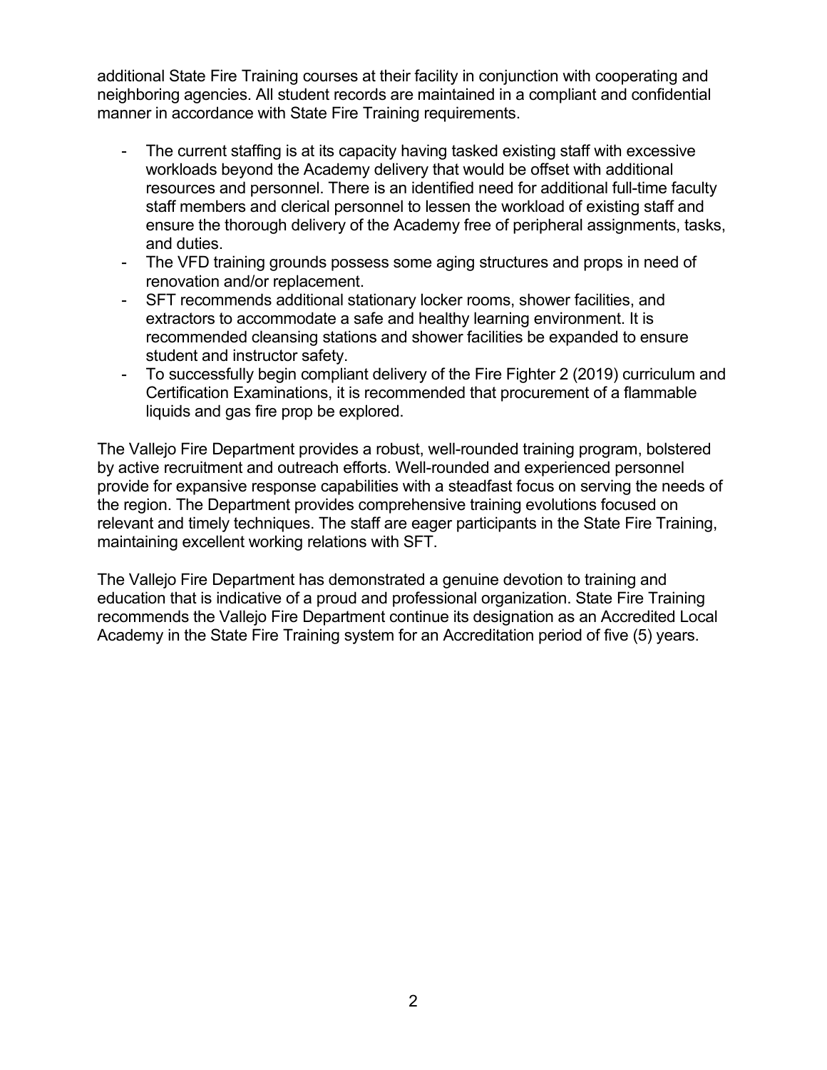additional State Fire Training courses at their facility in conjunction with cooperating and neighboring agencies. All student records are maintained in a compliant and confidential manner in accordance with State Fire Training requirements.

- The current staffing is at its capacity having tasked existing staff with excessive workloads beyond the Academy delivery that would be offset with additional resources and personnel. There is an identified need for additional full-time faculty staff members and clerical personnel to lessen the workload of existing staff and ensure the thorough delivery of the Academy free of peripheral assignments, tasks, and duties.
- The VFD training grounds possess some aging structures and props in need of renovation and/or replacement.
- SFT recommends additional stationary locker rooms, shower facilities, and extractors to accommodate a safe and healthy learning environment. It is recommended cleansing stations and shower facilities be expanded to ensure student and instructor safety.
- To successfully begin compliant delivery of the Fire Fighter 2 (2019) curriculum and Certification Examinations, it is recommended that procurement of a flammable liquids and gas fire prop be explored.

The Vallejo Fire Department provides a robust, well-rounded training program, bolstered by active recruitment and outreach efforts. Well-rounded and experienced personnel provide for expansive response capabilities with a steadfast focus on serving the needs of the region. The Department provides comprehensive training evolutions focused on relevant and timely techniques. The staff are eager participants in the State Fire Training, maintaining excellent working relations with SFT.

The Vallejo Fire Department has demonstrated a genuine devotion to training and education that is indicative of a proud and professional organization. State Fire Training recommends the Vallejo Fire Department continue its designation as an Accredited Local Academy in the State Fire Training system for an Accreditation period of five (5) years.